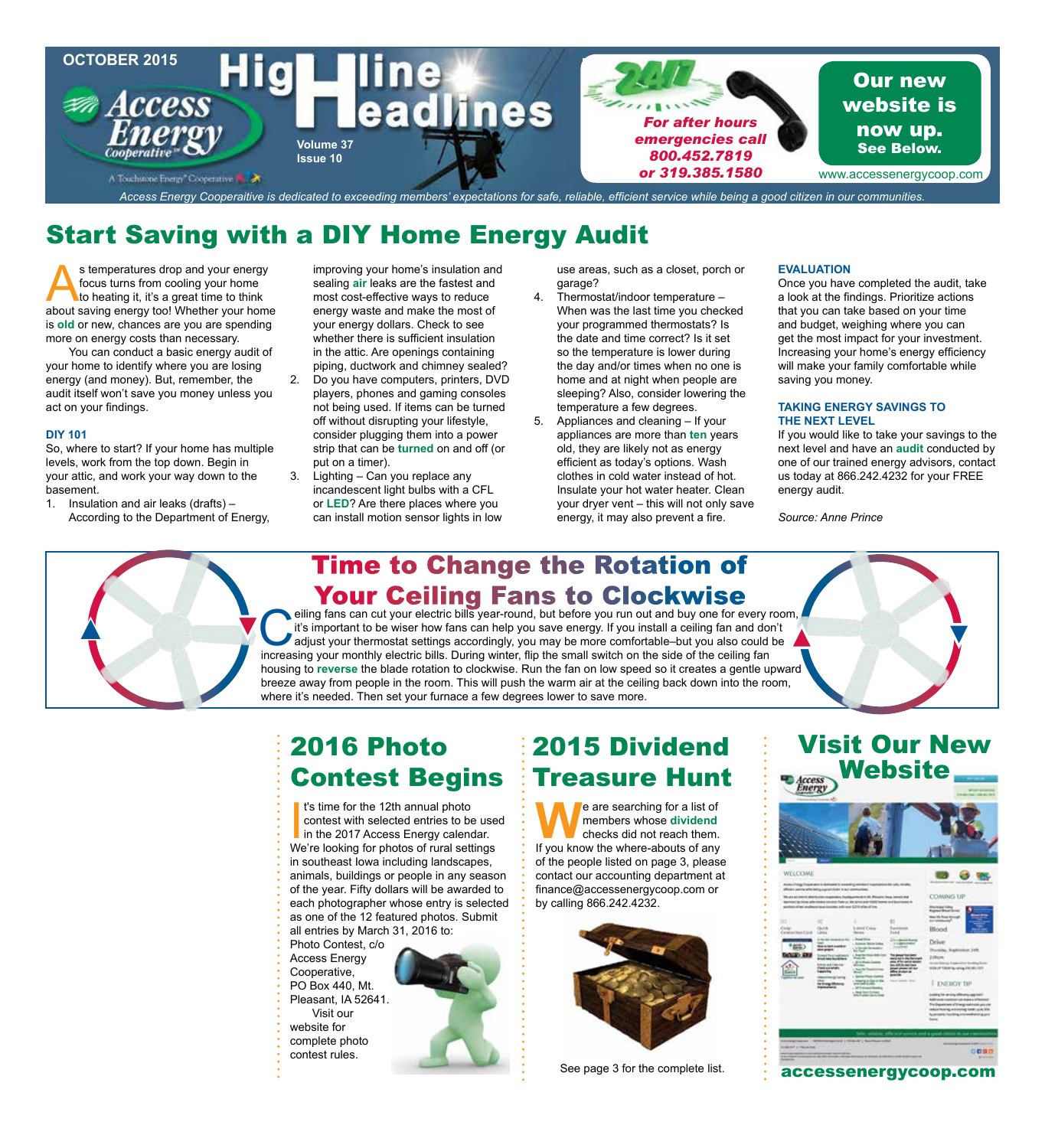OCTOBER 2015

# HighLine Headlines

Access Energy Cooperative
A Touchstone Energy® Cooperative

Volume 37
Issue 10

24/7
*For after hours emergencies call 800.452.7819 or 319.385.1580*

**Our new website is now up. See Below.**
www.accessenergycoop.com

*Access Energy Cooperaitive is dedicated to exceeding members' expectations for safe, reliable, efficient service while being a good citizen in our communities.*

## Start Saving with a DIY Home Energy Audit

As temperatures drop and your energy focus turns from cooling your home to heating it, it's a great time to think about saving energy too! Whether your home is **old** or new, chances are you are spending more on energy costs than necessary.

You can conduct a basic energy audit of your home to identify where you are losing energy (and money). But, remember, the audit itself won't save you money unless you act on your findings.

### DIY 101

So, where to start? If your home has multiple levels, work from the top down. Begin in your attic, and work your way down to the basement.

1. Insulation and air leaks (drafts) – According to the Department of Energy, improving your home's insulation and sealing **air** leaks are the fastest and most cost-effective ways to reduce energy waste and make the most of your energy dollars. Check to see whether there is sufficient insulation in the attic. Are openings containing piping, ductwork and chimney sealed?
2. Do you have computers, printers, DVD players, phones and gaming consoles not being used. If items can be turned off without disrupting your lifestyle, consider plugging them into a power strip that can be **turned** on and off (or put on a timer).
3. Lighting – Can you replace any incandescent light bulbs with a CFL or **LED**? Are there places where you can install motion sensor lights in low use areas, such as a closet, porch or garage?
4. Thermostat/indoor temperature – When was the last time you checked your programmed thermostats? Is the date and time correct? Is it set so the temperature is lower during the day and/or times when no one is home and at night when people are sleeping? Also, consider lowering the temperature a few degrees.
5. Appliances and cleaning – If your appliances are more than **ten** years old, they are likely not as energy efficient as today's options. Wash clothes in cold water instead of hot. Insulate your hot water heater. Clean your dryer vent – this will not only save energy, it may also prevent a fire.

### EVALUATION

Once you have completed the audit, take a look at the findings. Prioritize actions that you can take based on your time and budget, weighing where you can get the most impact for your investment. Increasing your home's energy efficiency will make your family comfortable while saving you money.

### TAKING ENERGY SAVINGS TO THE NEXT LEVEL

If you would like to take your savings to the next level and have an **audit** conducted by one of our trained energy advisors, contact us today at 866.242.4232 for your FREE energy audit.

*Source: Anne Prince*

## Time to Change the Rotation of Your Ceiling Fans to Clockwise

Ceiling fans can cut your electric bills year-round, but before you run out and buy one for every room, it's important to be wiser how fans can help you save energy. If you install a ceiling fan and don't adjust your thermostat settings accordingly, you may be more comfortable–but you also could be increasing your monthly electric bills. During winter, flip the small switch on the side of the ceiling fan housing to **reverse** the blade rotation to clockwise. Run the fan on low speed so it creates a gentle upward breeze away from people in the room. This will push the warm air at the ceiling back down into the room, where it's needed. Then set your furnace a few degrees lower to save more.

## 2016 Photo Contest Begins

It's time for the 12th annual photo contest with selected entries to be used in the 2017 Access Energy calendar. We're looking for photos of rural settings in southeast Iowa including landscapes, animals, buildings or people in any season of the year. Fifty dollars will be awarded to each photographer whose entry is selected as one of the 12 featured photos. Submit all entries by March 31, 2016 to:
Photo Contest, c/o Access Energy Cooperative, PO Box 440, Mt. Pleasant, IA 52641.

Visit our website for complete photo contest rules.

## 2015 Dividend Treasure Hunt

We are searching for a list of members whose **dividend** checks did not reach them. If you know the where-abouts of any of the people listed on page 3, please contact our accounting department at finance@accessenergycoop.com or by calling 866.242.4232.

See page 3 for the complete list.

## Visit Our New Website

accessenergycoop.com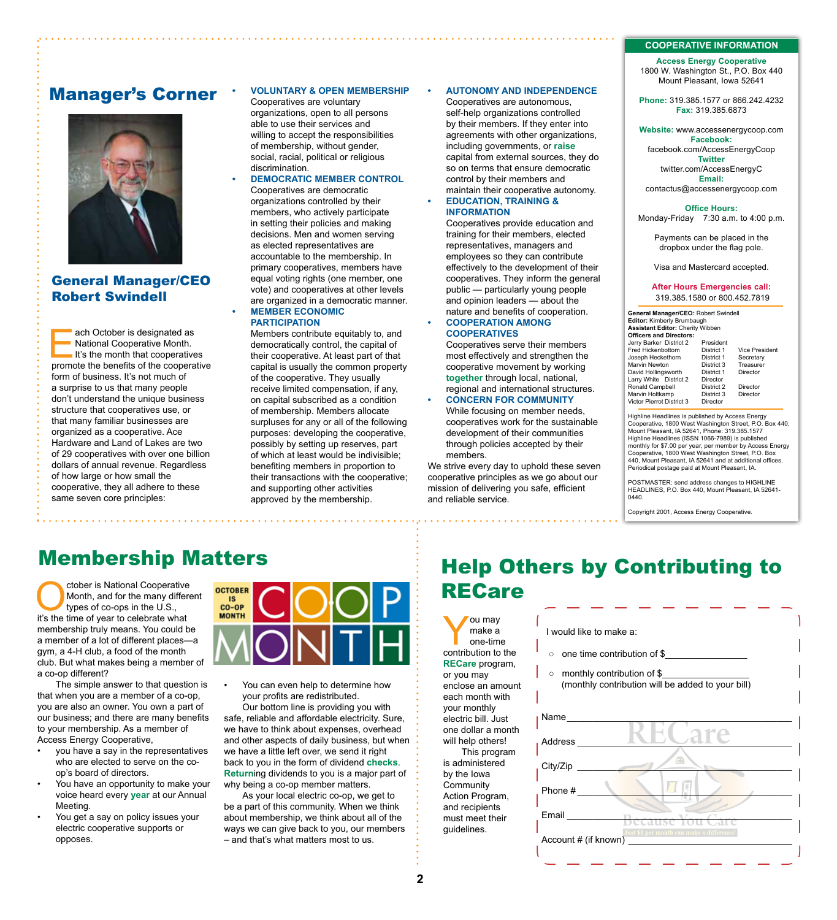# Manager's Corner

### General Manager/CEO Robert Swindell

Each October is designated as National Cooperative Month. It's the month that cooperatives promote the benefits of the cooperative form of business. It's not much of a surprise to us that many people don't understand the unique business structure that cooperatives use, or that many familiar businesses are organized as a cooperative. Ace Hardware and Land of Lakes are two of 29 cooperatives with over one billion dollars of annual revenue. Regardless of how large or how small the cooperative, they all adhere to these same seven core principles:

- **VOLUNTARY & OPEN MEMBERSHIP**
  Cooperatives are voluntary organizations, open to all persons able to use their services and willing to accept the responsibilities of membership, without gender, social, racial, political or religious discrimination.
- **DEMOCRATIC MEMBER CONTROL**
  Cooperatives are democratic organizations controlled by their members, who actively participate in setting their policies and making decisions. Men and women serving as elected representatives are accountable to the membership. In primary cooperatives, members have equal voting rights (one member, one vote) and cooperatives at other levels are organized in a democratic manner.
- **MEMBER ECONOMIC PARTICIPATION**
  Members contribute equitably to, and democratically control, the capital of their cooperative. At least part of that capital is usually the common property of the cooperative. They usually receive limited compensation, if any, on capital subscribed as a condition of membership. Members allocate surpluses for any or all of the following purposes: developing the cooperative, possibly by setting up reserves, part of which at least would be indivisible; benefiting members in proportion to their transactions with the cooperative; and supporting other activities approved by the membership.
- **AUTONOMY AND INDEPENDENCE**
  Cooperatives are autonomous, self-help organizations controlled by their members. If they enter into agreements with other organizations, including governments, or raise capital from external sources, they do so on terms that ensure democratic control by their members and maintain their cooperative autonomy.
- **EDUCATION, TRAINING & INFORMATION**
  Cooperatives provide education and training for their members, elected representatives, managers and employees so they can contribute effectively to the development of their cooperatives. They inform the general public — particularly young people and opinion leaders — about the nature and benefits of cooperation.
- **COOPERATION AMONG COOPERATIVES**
  Cooperatives serve their members most effectively and strengthen the cooperative movement by working together through local, national, regional and international structures.
- **CONCERN FOR COMMUNITY**
  While focusing on member needs, cooperatives work for the sustainable development of their communities through policies accepted by their members.

We strive every day to uphold these seven cooperative principles as we go about our mission of delivering you safe, efficient and reliable service.

## COOPERATIVE INFORMATION

**Access Energy Cooperative**
1800 W. Washington St., P.O. Box 440
Mount Pleasant, Iowa 52641

**Phone:** 319.385.1577 or 866.242.4232
**Fax:** 319.385.6873

**Website:** www.accessenergycoop.com
**Facebook:** facebook.com/AccessEnergyCoop
**Twitter** twitter.com/AccessEnergyC
**Email:** contactus@accessenergycoop.com

**Office Hours:**
Monday-Friday 7:30 a.m. to 4:00 p.m.

Payments can be placed in the dropbox under the flag pole.

Visa and Mastercard accepted.

**After Hours Emergencies call:**
319.385.1580 or 800.452.7819

**General Manager/CEO:** Robert Swindell
**Editor:** Kimberly Brumbaugh
**Assistant Editor:** Cherity Wibben
**Officers and Directors:**

| Name | District | Title |
|---|---|---|
| Jerry Barker | District 2 | President |
| Fred Hickenbottom | District 1 | Vice President |
| Joseph Heckethorn | District 1 | Secretary |
| Marvin Newton | District 3 | Treasurer |
| David Hollingsworth | District 1 | Director |
| Larry White | District 2 | Director |
| Ronald Campbell | District 2 | Director |
| Marvin Holtkamp | District 3 | Director |
| Victor Pierrot | District 3 | Director |

Highline Headlines is published by Access Energy Cooperative, 1800 West Washington Street, P.O. Box 440, Mount Pleasant, IA 52641, Phone: 319.385.1577 Highline Headlines (ISSN 1066-7989) is published monthly for $7.00 per year, per member by Access Energy Cooperative, 1800 West Washington Street, P.O. Box 440, Mount Pleasant, IA 52641 and at additional offices. Periodical postage paid at Mount Pleasant, IA.

POSTMASTER: send address changes to HIGHLINE HEADLINES, P.O. Box 440, Mount Pleasant, IA 52641-0440.

Copyright 2001, Access Energy Cooperative.

# Membership Matters

October is National Cooperative Month, and for the many different types of co-ops in the U.S., it's the time of year to celebrate what membership truly means. You could be a member of a lot of different places—a gym, a 4-H club, a food of the month club. But what makes being a member of a co-op different?

The simple answer to that question is that when you are a member of a co-op, you are also an owner. You own a part of our business; and there are many benefits to your membership. As a member of Access Energy Cooperative,

- you have a say in the representatives who are elected to serve on the co-op's board of directors.
- You have an opportunity to make your voice heard every year at our Annual Meeting.
- You get a say on policy issues your electric cooperative supports or opposes.
- You can even help to determine how your profits are redistributed.

Our bottom line is providing you with safe, reliable and affordable electricity. Sure, we have to think about expenses, overhead and other aspects of daily business, but when we have a little left over, we send it right back to you in the form of dividend checks. Returning dividends to you is a major part of why being a co-op member matters.

As your local electric co-op, we get to be a part of this community. When we think about membership, we think about all of the ways we can give back to you, our members – and that's what matters most to us.

OCTOBER IS CO-OP MONTH

CO-OP MONTH

# Help Others by Contributing to RECare

You may make a one-time contribution to the RECare program, or you may enclose an amount each month with your monthly electric bill. Just one dollar a month will help others!

This program is administered by the Iowa Community Action Program, and recipients must meet their guidelines.

I would like to make a:

- ○ one time contribution of $_______________
- ○ monthly contribution of $_______________
  (monthly contribution will be added to your bill)

Name ______________________________

Address ______________________________

City/Zip ______________________________

Phone # ______________________________

Email ______________________________

Account # (if known) ______________________________

RECare — Because You Care — Just $1 per month can make a difference!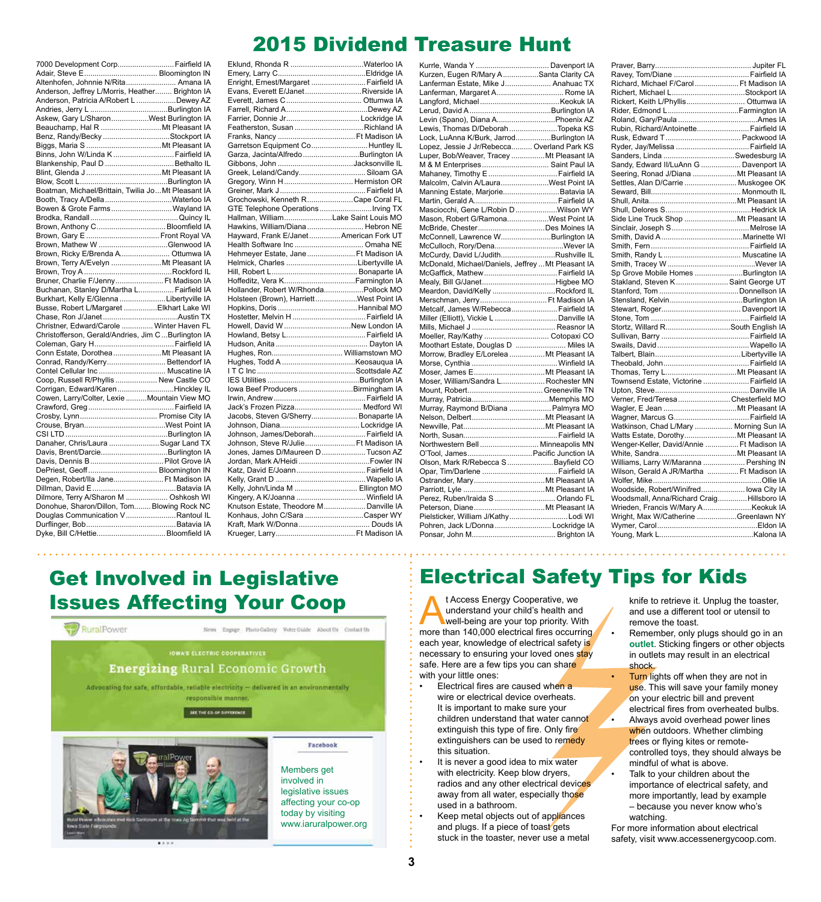# 2015 Dividend Treasure Hunt

7000 Development Corp....Fairfield IA
Adair, Steve E....Bloomington IN
Altenhofen, Johnnie N/Rita....Amana IA
Anderson, Jeffrey L/Morris, Heather....Brighton IA
Anderson, Patricia A/Robert L....Dewey AZ
Andries, Jerry L....Burlington IA
Askew, Gary L/Sharon....West Burlington IA
Beauchamp, Hal R....Mt Pleasant IA
Benz, Randy/Becky....Stockport IA
Biggs, Maria S....Mt Pleasant IA
Binns, John W/Linda K....Fairfield IA
Blankenship, Paul D....Bethalto IL
Blint, Glenda J....Mt Pleasant IA
Blow, Scott L....Burlington IA
Boatman, Michael/Brittain, Twilia Jo....Mt Pleasant IA
Booth, Tracy A/Della....Waterloo IA
Bowen & Grote Farms....Wayland IA
Brodka, Randall....Quincy IL
Brown, Anthony C....Bloomfield IA
Brown, Gary E....Front Royal VA
Brown, Mathew W....Glenwood IA
Brown, Ricky E/Brenda A....Ottumwa IA
Brown, Terry A/Evelyn....Mt Pleasant IA
Brown, Troy A....Rockford IL
Bruner, Charlie F/Jenny....Ft Madison IA
Buchanan, Stanley D/Martha L....Fairfield IA
Burkhart, Kelly E/Glenna....Libertyville IA
Busse, Robert L/Margaret....Elkhart Lake WI
Chase, Ron J/Janet....Austin TX
Christner, Edward/Carole....Winter Haven FL
Christofferson, Gerald/Andries, Jim C....Burlington IA
Coleman, Gary H....Fairfield IA
Conn Estate, Dorothea....Mt Pleasant IA
Conrad, Randy/Kerry....Bettendorf IA
Contel Cellular Inc....Muscatine IA
Coop, Russell R/Phyllis....New Castle CO
Corrigan, Edward/Karen....Hinckley IL
Cowen, Larry/Colter, Lexie....Mountain View MO
Crawford, Greg....Fairfield IA
Crosby, Lynn....Promise City IA
Crouse, Bryan....West Point IA
CSI LTD....Burlington IA
Danaher, Chris/Laura....Sugar Land TX
Davis, Brent/Darcie....Burlington IA
Davis, Dennis B....Pilot Grove IA
DePriest, Geoff....Bloomington IN
Degen, Robert/Ila Jane....Ft Madison IA
Dillman, David E....Batavia IA
Dilmore, Terry A/Sharon M....Oshkosh WI
Donohue, Sharon/Dillon, Tom....Blowing Rock NC
Douglas Communication V....Rantoul IL
Durflinger, Bob....Batavia IA
Dyke, Bill C/Hettie....Bloomfield IA
Eklund, Rhonda R....Waterloo IA
Emery, Larry C....Eldridge IA
Enright, Ernest/Margaret....Fairfield IA
Evans, Everett E/Janet....Riverside IA
Everett, James C....Ottumwa IA
Farrell, Richard A....Dewey AZ
Farrier, Donnie Jr....Lockridge IA
Featherston, Susan....Richland IA
Franks, Nancy....Ft Madison IA
Garretson Equipment Co....Huntley IL
Garza, Jacinta/Alfredo....Burlington IA
Gibbons, John....Jacksonville IL
Greek, Leland/Candy....Siloam GA
Gregory, Winn H....Hermiston OR
Greiner, Mark J....Fairfield IA
Grochowski, Kenneth R....Cape Coral FL
GTE Telephone Operations....Irving TX
Hallman, William....Lake Saint Louis MO
Hawkins, William/Diana....Hebron NE
Hayward, Frank E/Janet....American Fork UT
Health Software Inc....Omaha NE
Hehmeyer Estate, Jane....Ft Madison IA
Helmick, Charles....Libertyville IA
Hill, Robert L....Bonaparte IA
Hoffeditz, Vera K....Farmington IA
Hollander, Robert W/Rhonda....Pollock MO
Holsteen (Brown), Harriett....West Point IA
Hopkins, Doris....Hannibal MO
Hostetter, Melvin H....Fairfield IA
Howell, David W....New London IA
Howland, Betsy L....Fairfield IA
Hudson, Anita....Dayton IA
Hughes, Ron....Williamstown MO
Hughes, Todd A....Keosauqua IA
I T C Inc....Scottsdale AZ
IES Utilities....Burlington IA
Iowa Beef Producers....Birmingham IA
Irwin, Andrew....Fairfield IA
Jack's Frozen Pizza....Medford WI
Jacobs, Steven G/Sherry....Bonaparte IA
Johnson, Diana....Lockridge IA
Johnson, James/Deborah....Fairfield IA
Johnson, Steve R/Julie....Ft Madison IA
Jones, James D/Maureen D....Tucson AZ
Jordan, Mark A/Heidi....Fowler IN
Katz, David E/Joann....Fairfield IA
Kelly, Grant D....Wapello IA
Kelly, John/Linda M....Ellington MO
Kingery, A K/Joanna....Winfield IA
Knutson Estate, Theodore M....Danville IA
Konhaus, John C/Sara....Casper WY
Kraft, Mark W/Donna....Douds IA
Krueger, Larry....Ft Madison IA
Kurrle, Wanda Y....Davenport IA
Kurzen, Eugen R/Mary A....Santa Clarity CA
Lanferman Estate, Mike J....Anahuac TX
Lanferman, Margaret A....Rome IA
Langford, Michael....Keokuk IA
Lerud, David A....Burlington IA
Levin (Spano), Diana A....Phoenix AZ
Lewis, Thomas D/Deborah....Topeka KS
Lock, LuAnna K/Burk, Jarrod....Burlington IA
Lopez, Jessie J Jr/Rebecca....Overland Park KS
Luper, Bob/Weaver, Tracey....Mt Pleasant IA
M & M Enterprises....Saint Paul IA
Mahaney, Timothy E....Fairfield IA
Malcolm, Calvin A/Laura....West Point IA
Manning Estate, Marjorie....Batavia IA
Martin, Gerald A....Fairfield IA
Masciocchi, Gene L/Robin D....Wilson WY
Mason, Robert G/Ramona....West Point IA
McBride, Chester....Des Moines IA
McConnell, Lawrence W....Burlington IA
McCulloch, Rory/Dena....Wever IA
McCurdy, David L/Judith....Rushville IL
McDonald, Michael/Daniels, Jeffrey....Mt Pleasant IA
McGaffick, Mathew....Fairfield IA
Mealy, Bill G/Janet....Higbee MO
Meardon, David/Kelly....Rockford IL
Merschman, Jerry....Ft Madison IA
Metcalf, James W/Rebecca....Fairfield IA
Miller (Elliott), Vickie L....Danville IA
Mills, Michael J....Reasnor IA
Moeller, Ray/Kathy....Cotopaxi CO
Moothart Estate, Douglas D....Miles IA
Morrow, Bradley E/Lorelea....Mt Pleasant IA
Morse, Cynthia....Winfield IA
Moser, James E....Mt Pleasant IA
Moser, William/Sandra L....Rochester MN
Mount, Robert....Greeneville TN
Murray, Patricia....Memphis MO
Murray, Raymond B/Diana....Palmyra MO
Nelson, Delbert....Mt Pleasant IA
Newville, Pat....Mt Pleasant IA
North, Susan....Fairfield IA
Northwestern Bell....Minneapolis MN
O'Tool, James....Pacific Junction IA
Olson, Mark R/Rebecca S....Bayfield CO
Opar, Tim/Darlene....Fairfield IA
Ostrander, Mary....Mt Pleasant IA
Parriott, Lyle....Mt Pleasant IA
Perez, Ruben/Iraida S....Orlando FL
Peterson, Diane....Mt Pleasant IA
Pielsticker, William J/Kathy....Lodi WI
Pohren, Jack L/Donna....Lockridge IA
Ponsar, John M....Brighton IA
Praver, Barry....Jupiter FL
Ravey, Tom/Diane....Fairfield IA
Richard, Michael F/Carol....Ft Madison IA
Richert, Michael L....Stockport IA
Rickert, Keith L/Phyllis....Ottumwa IA
Rider, Edmond L....Farmington IA
Roland, Gary/Paula....Ames IA
Rubin, Richard/Antoinette....Fairfield IA
Rusk, Edward T....Packwood IA
Ryder, Jay/Melissa....Fairfield IA
Sanders, Linda....Swedesburg IA
Sandy, Edward II/LuAnn G....Davenport IA
Seering, Ronad J/Diana....Mt Pleasant IA
Settles, Alan D/Carrie....Muskogee OK
Seward, Bill....Monmouth IL
Shull, Anita....Mt Pleasant IA
Shull, Delores S....Hedrick IA
Side Line Truck Shop....Mt Pleasant IA
Sinclair, Joseph S....Melrose IA
Smith, David A....Marinette WI
Smith, Fern....Fairfield IA
Smith, Randy L....Muscatine IA
Smith, Tracey W....Wever IA
Sp Grove Mobile Homes....Burlington IA
Stakland, Steven K....Saint George UT
Stanford, Tom....Donnellson IA
Stensland, Kelvin....Burlington IA
Stewart, Roger....Davenport IA
Stone, Tom....Fairfield IA
Stortz, Willard R....South English IA
Sullivan, Barry....Fairfield IA
Swails, David....Wapello IA
Talbert, Blain....Libertyville IA
Theobald, John....Fairfield IA
Thomas, Terry L....Mt Pleasant IA
Townsend Estate, Victorine....Fairfield IA
Upton, Steve....Danville IA
Verner, Fred/Teresa....Chesterfield MO
Wagler, E Jean....Mt Pleasant IA
Wagner, Marcus G....Fairfield IA
Watkinson, Chad L/Mary....Morning Sun IA
Watts Estate, Dorothy....Mt Pleasant IA
Wenger-Keller, David/Annie....Ft Madison IA
White, Sandra....Mt Pleasant IA
Williams, Larry W/Maranna....Pershing IN
Wilson, Gerald A JR/Martha....Ft Madison IA
Wolfer, Mike....Ollie IA
Woodside, Robert/Winifred....Iowa City IA
Woodsmall, Anna/Richard Craig....Hillsboro IA
Wrieden, Francis W/Mary A....Keokuk IA
Wright, Max W/Catherine....Greenlawn NY
Wymer, Carol....Eldon IA
Young, Mark L....Kalona IA

## Get Involved in Legislative Issues Affecting Your Coop

Members get involved in legislative issues affecting your co-op today by visiting www.iaruralpower.org

## Electrical Safety Tips for Kids

At Access Energy Cooperative, we understand your child's health and well-being are your top priority. With more than 140,000 electrical fires occurring each year, knowledge of electrical safety is necessary to ensuring your loved ones stay safe. Here are a few tips you can share with your little ones:

- Electrical fires are caused when a wire or electrical device overheats. It is important to make sure your children understand that water cannot extinguish this type of fire. Only fire extinguishers can be used to remedy this situation.
- It is never a good idea to mix water with electricity. Keep blow dryers, radios and any other electrical devices away from all water, especially those used in a bathroom.
- Keep metal objects out of appliances and plugs. If a piece of toast gets stuck in the toaster, never use a metal knife to retrieve it. Unplug the toaster, and use a different tool or utensil to remove the toast.
- Remember, only plugs should go in an **outlet**. Sticking fingers or other objects in outlets may result in an electrical shock.
- Turn lights off when they are not in use. This will save your family money on your electric bill and prevent electrical fires from overheated bulbs.
- Always avoid overhead power lines when outdoors. Whether climbing trees or flying kites or remote-controlled toys, they should always be mindful of what is above.
- Talk to your children about the importance of electrical safety, and more importantly, lead by example – because you never know who's watching.

For more information about electrical safety, visit www.accessenergycoop.com.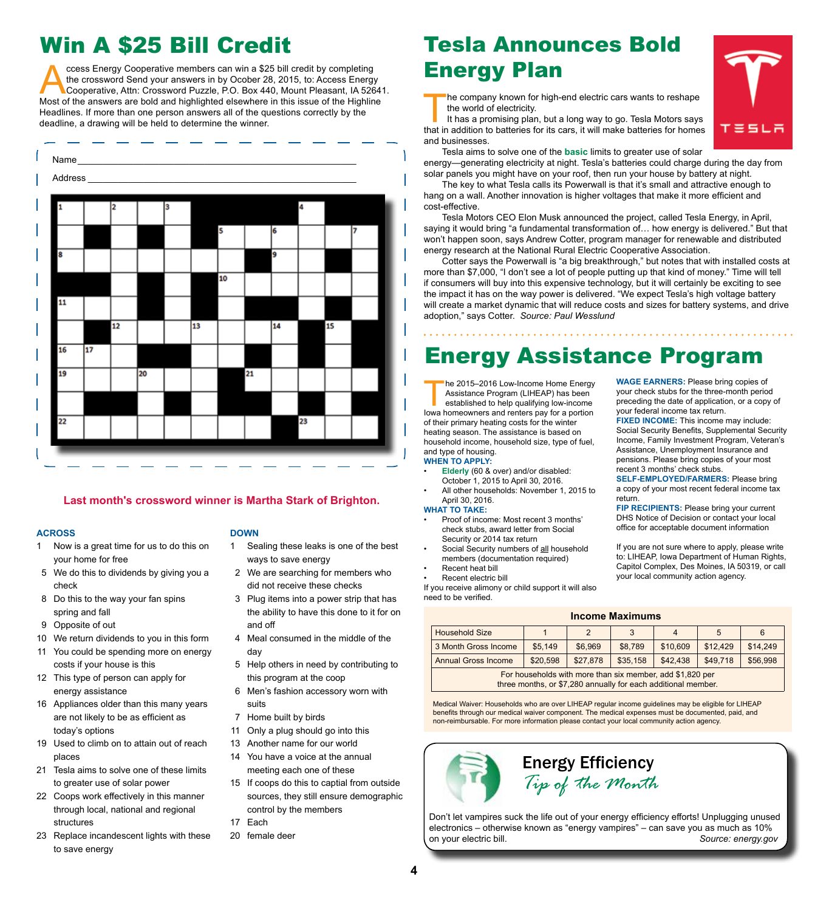# Win A $25 Bill Credit

Access Energy Cooperative members can win a $25 bill credit by completing the crossword Send your answers in by Ocober 28, 2015, to: Access Energy Cooperative, Attn: Crossword Puzzle, P.O. Box 440, Mount Pleasant, IA 52641. Most of the answers are bold and highlighted elsewhere in this issue of the Highline Headlines. If more than one person answers all of the questions correctly by the deadline, a drawing will be held to determine the winner.

Name ____________________

Address ____________________

**Last month's crossword winner is Martha Stark of Brighton.**

### ACROSS

1 Now is a great time for us to do this on your home for free
5 We do this to dividends by giving you a check
8 Do this to the way your fan spins spring and fall
9 Opposite of out
10 We return dividends to you in this form
11 You could be spending more on energy costs if your house is this
12 This type of person can apply for energy assistance
16 Appliances older than this many years are not likely to be as efficient as today's options
19 Used to climb on to attain out of reach places
21 Tesla aims to solve one of these limits to greater use of solar power
22 Coops work effectively in this manner through local, national and regional structures
23 Replace incandescent lights with these to save energy

### DOWN

1 Sealing these leaks is one of the best ways to save energy
2 We are searching for members who did not receive these checks
3 Plug items into a power strip that has the ability to have this done to it for on and off
4 Meal consumed in the middle of the day
5 Help others in need by contributing to this program at the coop
6 Men's fashion accessory worn with suits
7 Home built by birds
11 Only a plug should go into this
13 Another name for our world
14 You have a voice at the annual meeting each one of these
15 If coops do this to captial from outside sources, they still ensure demographic control by the members
17 Each
20 female deer

# Tesla Announces Bold Energy Plan

The company known for high-end electric cars wants to reshape the world of electricity.

It has a promising plan, but a long way to go. Tesla Motors says that in addition to batteries for its cars, it will make batteries for homes and businesses.

Tesla aims to solve one of the **basic** limits to greater use of solar energy—generating electricity at night. Tesla's batteries could charge during the day from solar panels you might have on your roof, then run your house by battery at night.

The key to what Tesla calls its Powerwall is that it's small and attractive enough to hang on a wall. Another innovation is higher voltages that make it more efficient and cost-effective.

Tesla Motors CEO Elon Musk announced the project, called Tesla Energy, in April, saying it would bring "a fundamental transformation of… how energy is delivered." But that won't happen soon, says Andrew Cotter, program manager for renewable and distributed energy research at the National Rural Electric Cooperative Association.

Cotter says the Powerwall is "a big breakthrough," but notes that with installed costs at more than $7,000, "I don't see a lot of people putting up that kind of money." Time will tell if consumers will buy into this expensive technology, but it will certainly be exciting to see the impact it has on the way power is delivered. "We expect Tesla's high voltage battery will create a market dynamic that will reduce costs and sizes for battery systems, and drive adoption," says Cotter. *Source: Paul Wesslund*

# Energy Assistance Program

The 2015–2016 Low-Income Home Energy Assistance Program (LIHEAP) has been established to help qualifying low-income Iowa homeowners and renters pay for a portion of their primary heating costs for the winter heating season. The assistance is based on household income, household size, type of fuel, and type of housing.

**WHEN TO APPLY:**

- **Elderly** (60 & over) and/or disabled: October 1, 2015 to April 30, 2016.
- All other households: November 1, 2015 to April 30, 2016.

**WHAT TO TAKE:**

- Proof of income: Most recent 3 months' check stubs, award letter from Social Security or 2014 tax return
- Social Security numbers of all household members (documentation required)
- Recent heat bill
- Recent electric bill

If you receive alimony or child support it will also need to be verified.

**WAGE EARNERS:** Please bring copies of your check stubs for the three-month period preceding the date of application, or a copy of your federal income tax return.

**FIXED INCOME:** This income may include: Social Security Benefits, Supplemental Security Income, Family Investment Program, Veteran's Assistance, Unemployment Insurance and pensions. Please bring copies of your most recent 3 months' check stubs.

**SELF-EMPLOYED/FARMERS:** Please bring a copy of your most recent federal income tax return.

**FIP RECIPIENTS:** Please bring your current DHS Notice of Decision or contact your local office for acceptable document information

If you are not sure where to apply, please write to: LIHEAP, Iowa Department of Human Rights, Capitol Complex, Des Moines, IA 50319, or call your local community action agency.

**Income Maximums**

| Household Size | 1 | 2 | 3 | 4 | 5 | 6 |
|---|---|---|---|---|---|---|
| 3 Month Gross Income | $5,149 | $6,969 | $8,789 | $10,609 | $12,429 | $14,249 |
| Annual Gross Income | $20,598 | $27,878 | $35,158 | $42,438 | $49,718 | $56,998 |
| For households with more than six member, add $1,820 per three months, or $7,280 annually for each additional member. | | | | | | |

Medical Waiver: Households who are over LIHEAP regular income guidelines may be eligible for LIHEAP benefits through our medical waiver component. The medical expenses must be documented, paid, and non-reimbursable. For more information please contact your local community action agency.

## Energy Efficiency
*Tip of the Month*

Don't let vampires suck the life out of your energy efficiency efforts! Unplugging unused electronics – otherwise known as "energy vampires" – can save you as much as 10% on your electric bill. *Source: energy.gov*